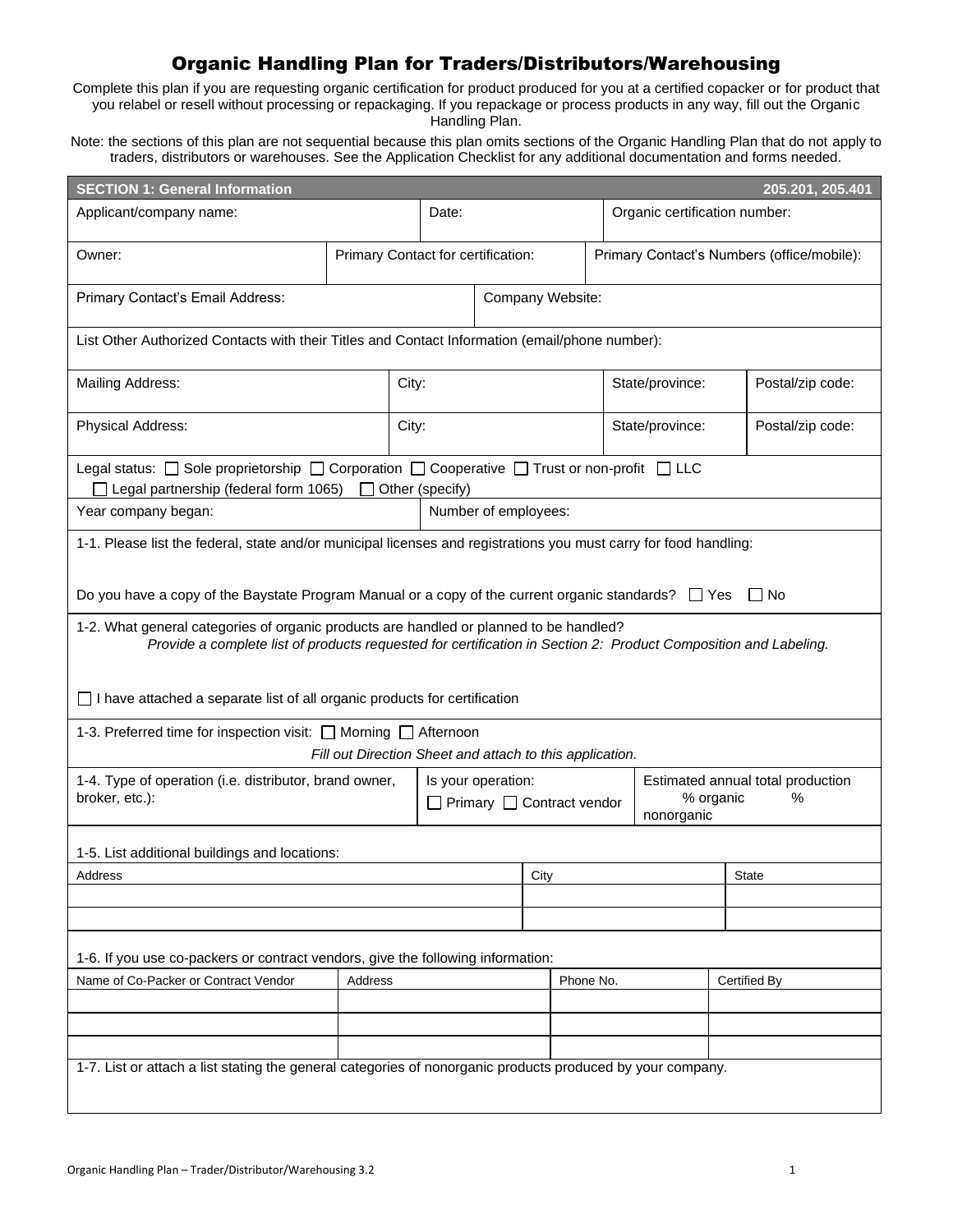# Organic Handling Plan for Traders/Distributors/Warehousing

Complete this plan if you are requesting organic certification for product produced for you at a certified copacker or for product that you relabel or resell without processing or repackaging. If you repackage or process products in any way, fill out the Organic Handling Plan.

Note: the sections of this plan are not sequential because this plan omits sections of the Organic Handling Plan that do not apply to traders, distributors or warehouses. See the Application Checklist for any additional documentation and forms needed.

## SECTION 1: General Information — 205.201, 205.401

| | | |
|---|---|---|
| Applicant/company name: | Date: | Organic certification number: |
| Owner: | Primary Contact for certification: | Primary Contact's Numbers (office/mobile): |

| | |
|---|---|
| Primary Contact's Email Address: | Company Website: |

List Other Authorized Contacts with their Titles and Contact Information (email/phone number):

| | | | |
|---|---|---|---|
| Mailing Address: | City: | State/province: | Postal/zip code: |
| Physical Address: | City: | State/province: | Postal/zip code: |

Legal status: ☐ Sole proprietorship ☐ Corporation ☐ Cooperative ☐ Trust or non-profit ☐ LLC ☐ Legal partnership (federal form 1065) ☐ Other (specify)

| | |
|---|---|
| Year company began: | Number of employees: |

1-1. Please list the federal, state and/or municipal licenses and registrations you must carry for food handling:

Do you have a copy of the Baystate Program Manual or a copy of the current organic standards? ☐ Yes ☐ No

1-2. What general categories of organic products are handled or planned to be handled?

*Provide a complete list of products requested for certification in Section 2: Product Composition and Labeling.*

☐ I have attached a separate list of all organic products for certification

1-3. Preferred time for inspection visit: ☐ Morning ☐ Afternoon

*Fill out Direction Sheet and attach to this application.*

| | | |
|---|---|---|
| 1-4. Type of operation (i.e. distributor, brand owner, broker, etc.): | Is your operation: ☐ Primary ☐ Contract vendor | Estimated annual total production % organic % nonorganic |

1-5. List additional buildings and locations:

| Address | City | State |
|---|---|---|
| | | |
| | | |

1-6. If you use co-packers or contract vendors, give the following information:

| Name of Co-Packer or Contract Vendor | Address | Phone No. | Certified By |
|---|---|---|---|
| | | | |
| | | | |
| | | | |

1-7. List or attach a list stating the general categories of nonorganic products produced by your company.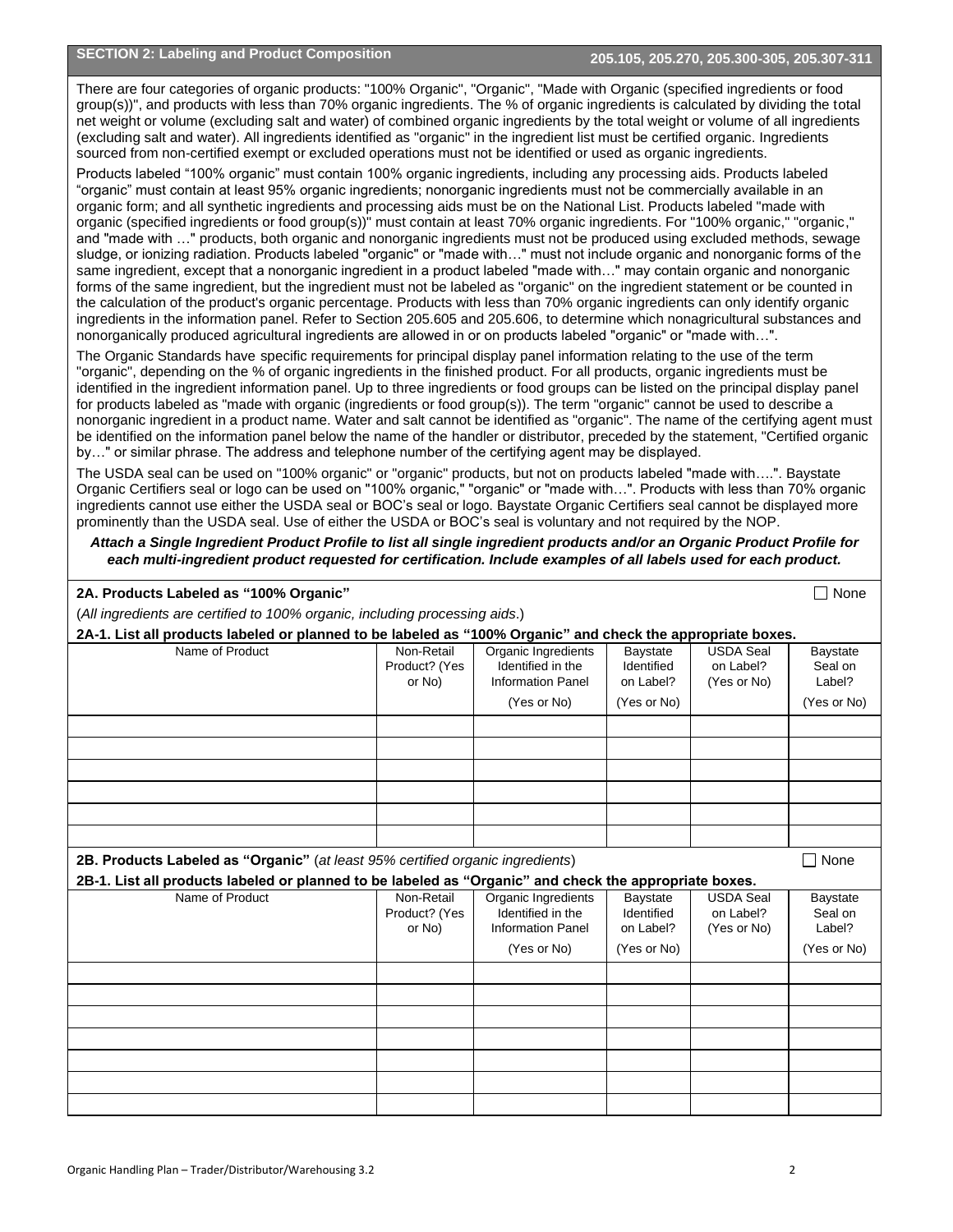## SECTION 2: Labeling and Product Composition

**205.105, 205.270, 205.300-305, 205.307-311**

There are four categories of organic products: "100% Organic", "Organic", "Made with Organic (specified ingredients or food group(s))", and products with less than 70% organic ingredients. The % of organic ingredients is calculated by dividing the total net weight or volume (excluding salt and water) of combined organic ingredients by the total weight or volume of all ingredients (excluding salt and water). All ingredients identified as "organic" in the ingredient list must be certified organic. Ingredients sourced from non-certified exempt or excluded operations must not be identified or used as organic ingredients.

Products labeled "100% organic" must contain 100% organic ingredients, including any processing aids. Products labeled "organic" must contain at least 95% organic ingredients; nonorganic ingredients must not be commercially available in an organic form; and all synthetic ingredients and processing aids must be on the National List. Products labeled "made with organic (specified ingredients or food group(s))" must contain at least 70% organic ingredients. For "100% organic," "organic," and "made with …" products, both organic and nonorganic ingredients must not be produced using excluded methods, sewage sludge, or ionizing radiation. Products labeled "organic" or "made with…" must not include organic and nonorganic forms of the same ingredient, except that a nonorganic ingredient in a product labeled "made with…" may contain organic and nonorganic forms of the same ingredient, but the ingredient must not be labeled as "organic" on the ingredient statement or be counted in the calculation of the product's organic percentage. Products with less than 70% organic ingredients can only identify organic ingredients in the information panel. Refer to Section 205.605 and 205.606, to determine which nonagricultural substances and nonorganically produced agricultural ingredients are allowed in or on products labeled "organic" or "made with…".

The Organic Standards have specific requirements for principal display panel information relating to the use of the term "organic", depending on the % of organic ingredients in the finished product. For all products, organic ingredients must be identified in the ingredient information panel. Up to three ingredients or food groups can be listed on the principal display panel for products labeled as "made with organic (ingredients or food group(s)). The term "organic" cannot be used to describe a nonorganic ingredient in a product name. Water and salt cannot be identified as "organic". The name of the certifying agent must be identified on the information panel below the name of the handler or distributor, preceded by the statement, "Certified organic by…" or similar phrase. The address and telephone number of the certifying agent may be displayed.

The USDA seal can be used on "100% organic" or "organic" products, but not on products labeled "made with….". Baystate Organic Certifiers seal or logo can be used on "100% organic," "organic" or "made with…". Products with less than 70% organic ingredients cannot use either the USDA seal or BOC's seal or logo. Baystate Organic Certifiers seal cannot be displayed more prominently than the USDA seal. Use of either the USDA or BOC's seal is voluntary and not required by the NOP.

***Attach a Single Ingredient Product Profile to list all single ingredient products and/or an Organic Product Profile for each multi-ingredient product requested for certification. Include examples of all labels used for each product.***

### 2A. Products Labeled as "100% Organic"

☐ None

(*All ingredients are certified to 100% organic, including processing aids*.)

**2A-1. List all products labeled or planned to be labeled as "100% Organic" and check the appropriate boxes.**

| Name of Product | Non-Retail Product? (Yes or No) | Organic Ingredients Identified in the Information Panel (Yes or No) | Baystate Identified on Label? (Yes or No) | USDA Seal on Label? (Yes or No) | Baystate Seal on Label? (Yes or No) |
|---|---|---|---|---|---|
| | | | | | |
| | | | | | |
| | | | | | |
| | | | | | |
| | | | | | |
| | | | | | |

### 2B. Products Labeled as "Organic" (*at least 95% certified organic ingredients*)

☐ None

**2B-1. List all products labeled or planned to be labeled as "Organic" and check the appropriate boxes.**

| Name of Product | Non-Retail Product? (Yes or No) | Organic Ingredients Identified in the Information Panel (Yes or No) | Baystate Identified on Label? (Yes or No) | USDA Seal on Label? (Yes or No) | Baystate Seal on Label? (Yes or No) |
|---|---|---|---|---|---|
| | | | | | |
| | | | | | |
| | | | | | |
| | | | | | |
| | | | | | |
| | | | | | |
| | | | | | |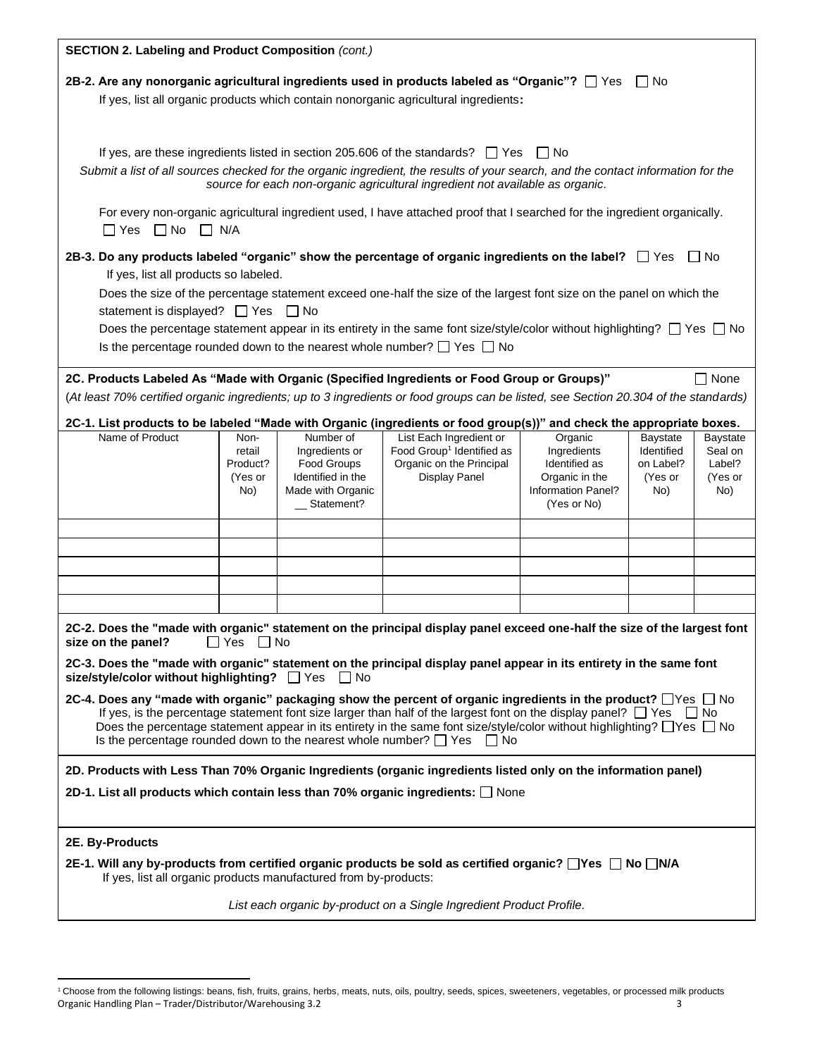**SECTION 2. Labeling and Product Composition** *(cont.)*

**2B-2. Are any nonorganic agricultural ingredients used in products labeled as "Organic"?** ☐ Yes ☐ No

If yes, list all organic products which contain nonorganic agricultural ingredients**:**

If yes, are these ingredients listed in section 205.606 of the standards? ☐ Yes ☐ No

*Submit a list of all sources checked for the organic ingredient, the results of your search, and the contact information for the source for each non-organic agricultural ingredient not available as organic.*

For every non-organic agricultural ingredient used, I have attached proof that I searched for the ingredient organically. ☐ Yes ☐ No ☐ N/A

**2B-3. Do any products labeled "organic" show the percentage of organic ingredients on the label?** ☐ Yes ☐ No

If yes, list all products so labeled.

Does the size of the percentage statement exceed one-half the size of the largest font size on the panel on which the statement is displayed? ☐ Yes ☐ No

Does the percentage statement appear in its entirety in the same font size/style/color without highlighting? ☐ Yes ☐ No

Is the percentage rounded down to the nearest whole number? ☐ Yes ☐ No

**2C. Products Labeled As "Made with Organic (Specified Ingredients or Food Group or Groups)"** ☐ None

(*At least 70% certified organic ingredients; up to 3 ingredients or food groups can be listed, see Section 20.304 of the standards)*

**2C-1. List products to be labeled "Made with Organic (ingredients or food group(s))" and check the appropriate boxes.**

| Name of Product | Non-retail Product? (Yes or No) | Number of Ingredients or Food Groups Identified in the Made with Organic __ Statement? | List Each Ingredient or Food Group[1] Identified as Organic on the Principal Display Panel | Organic Ingredients Identified as Organic in the Information Panel? (Yes or No) | Baystate Identified on Label? (Yes or No) | Baystate Seal on Label? (Yes or No) |
|---|---|---|---|---|---|---|
| | | | | | | |
| | | | | | | |
| | | | | | | |
| | | | | | | |
| | | | | | | |

**2C-2. Does the "made with organic" statement on the principal display panel exceed one-half the size of the largest font size on the panel?** ☐ Yes ☐ No

**2C-3. Does the "made with organic" statement on the principal display panel appear in its entirety in the same font size/style/color without highlighting?** ☐ Yes ☐ No

**2C-4. Does any "made with organic" packaging show the percent of organic ingredients in the product?** ☐ Yes ☐ No

If yes, is the percentage statement font size larger than half of the largest font on the display panel? ☐ Yes ☐ No

Does the percentage statement appear in its entirety in the same font size/style/color without highlighting? ☐ Yes ☐ No

Is the percentage rounded down to the nearest whole number? ☐ Yes ☐ No

**2D. Products with Less Than 70% Organic Ingredients (organic ingredients listed only on the information panel)**

**2D-1. List all products which contain less than 70% organic ingredients:** ☐ None

**2E. By-Products**

**2E-1. Will any by-products from certified organic products be sold as certified organic? ☐ Yes ☐ No ☐ N/A**

If yes, list all organic products manufactured from by-products:

*List each organic by-product on a Single Ingredient Product Profile.*

[1] Choose from the following listings: beans, fish, fruits, grains, herbs, meats, nuts, oils, poultry, seeds, spices, sweeteners, vegetables, or processed milk products

Organic Handling Plan – Trader/Distributor/Warehousing 3.2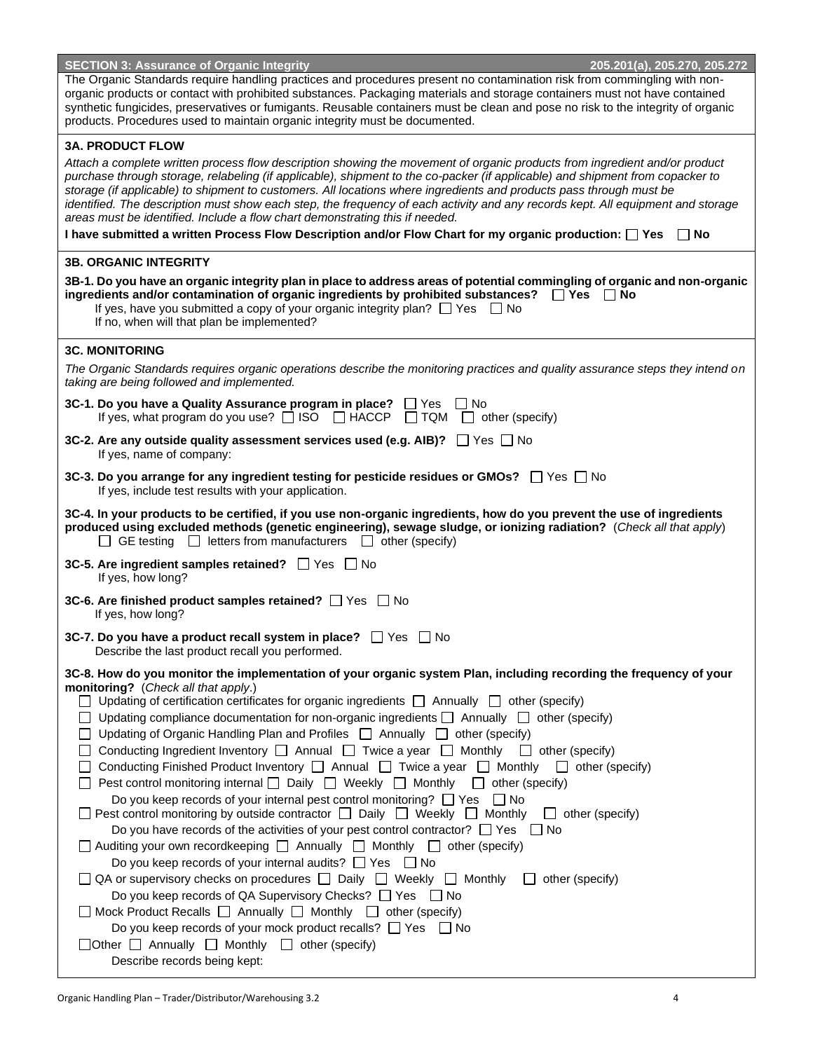## SECTION 3: Assurance of Organic Integrity — 205.201(a), 205.270, 205.272

The Organic Standards require handling practices and procedures present no contamination risk from commingling with non-organic products or contact with prohibited substances. Packaging materials and storage containers must not have contained synthetic fungicides, preservatives or fumigants. Reusable containers must be clean and pose no risk to the integrity of organic products. Procedures used to maintain organic integrity must be documented.

### 3A. PRODUCT FLOW

*Attach a complete written process flow description showing the movement of organic products from ingredient and/or product purchase through storage, relabeling (if applicable), shipment to the co-packer (if applicable) and shipment from copacker to storage (if applicable) to shipment to customers. All locations where ingredients and products pass through must be identified. The description must show each step, the frequency of each activity and any records kept. All equipment and storage areas must be identified. Include a flow chart demonstrating this if needed.*

**I have submitted a written Process Flow Description and/or Flow Chart for my organic production: ☐ Yes ☐ No**

### 3B. ORGANIC INTEGRITY

**3B-1. Do you have an organic integrity plan in place to address areas of potential commingling of organic and non-organic ingredients and/or contamination of organic ingredients by prohibited substances? ☐ Yes ☐ No**

If yes, have you submitted a copy of your organic integrity plan? ☐ Yes ☐ No

If no, when will that plan be implemented?

### 3C. MONITORING

*The Organic Standards requires organic operations describe the monitoring practices and quality assurance steps they intend on taking are being followed and implemented.*

**3C-1. Do you have a Quality Assurance program in place?** ☐ Yes ☐ No

If yes, what program do you use? ☐ ISO ☐ HACCP ☐ TQM ☐ other (specify)

**3C-2. Are any outside quality assessment services used (e.g. AIB)?** ☐ Yes ☐ No

If yes, name of company:

**3C-3. Do you arrange for any ingredient testing for pesticide residues or GMOs?** ☐ Yes ☐ No

If yes, include test results with your application.

**3C-4. In your products to be certified, if you use non-organic ingredients, how do you prevent the use of ingredients produced using excluded methods (genetic engineering), sewage sludge, or ionizing radiation?** (*Check all that apply*)

☐ GE testing ☐ letters from manufacturers ☐ other (specify)

**3C-5. Are ingredient samples retained?** ☐ Yes ☐ No

If yes, how long?

**3C-6. Are finished product samples retained?** ☐ Yes ☐ No

If yes, how long?

**3C-7. Do you have a product recall system in place?** ☐ Yes ☐ No

Describe the last product recall you performed.

**3C-8. How do you monitor the implementation of your organic system Plan, including recording the frequency of your monitoring?** (*Check all that apply*.)

☐ Updating of certification certificates for organic ingredients ☐ Annually ☐ other (specify)

☐ Updating compliance documentation for non-organic ingredients ☐ Annually ☐ other (specify)

☐ Updating of Organic Handling Plan and Profiles ☐ Annually ☐ other (specify)

☐ Conducting Ingredient Inventory ☐ Annual ☐ Twice a year ☐ Monthly ☐ other (specify)

☐ Conducting Finished Product Inventory ☐ Annual ☐ Twice a year ☐ Monthly ☐ other (specify)

☐ Pest control monitoring internal ☐ Daily ☐ Weekly ☐ Monthly ☐ other (specify)

Do you keep records of your internal pest control monitoring? ☐ Yes ☐ No

☐ Pest control monitoring by outside contractor ☐ Daily ☐ Weekly ☐ Monthly ☐ other (specify)

Do you have records of the activities of your pest control contractor? ☐ Yes ☐ No

☐ Auditing your own recordkeeping ☐ Annually ☐ Monthly ☐ other (specify)

Do you keep records of your internal audits? ☐ Yes ☐ No

☐ QA or supervisory checks on procedures ☐ Daily ☐ Weekly ☐ Monthly ☐ other (specify)

Do you keep records of QA Supervisory Checks? ☐ Yes ☐ No

☐ Mock Product Recalls ☐ Annually ☐ Monthly ☐ other (specify)

Do you keep records of your mock product recalls? ☐ Yes ☐ No

☐ Other ☐ Annually ☐ Monthly ☐ other (specify)

Describe records being kept: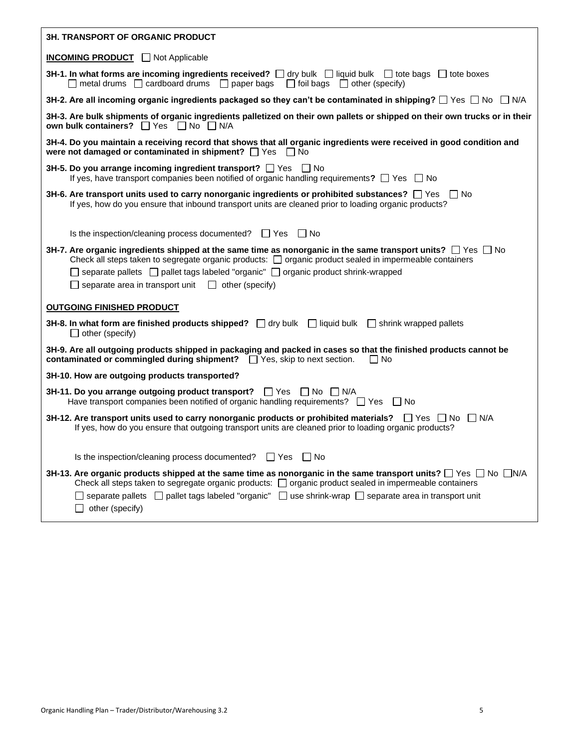### 3H. TRANSPORT OF ORGANIC PRODUCT

**INCOMING PRODUCT** ☐ Not Applicable

**3H-1. In what forms are incoming ingredients received?** ☐ dry bulk ☐ liquid bulk ☐ tote bags ☐ tote boxes ☐ metal drums ☐ cardboard drums ☐ paper bags ☐ foil bags ☐ other (specify)

**3H-2. Are all incoming organic ingredients packaged so they can't be contaminated in shipping?** ☐ Yes ☐ No ☐ N/A

**3H-3. Are bulk shipments of organic ingredients palletized on their own pallets or shipped on their own trucks or in their own bulk containers?** ☐ Yes ☐ No ☐ N/A

**3H-4. Do you maintain a receiving record that shows that all organic ingredients were received in good condition and were not damaged or contaminated in shipment?** ☐ Yes ☐ No

**3H-5. Do you arrange incoming ingredient transport?** ☐ Yes ☐ No
If yes, have transport companies been notified of organic handling requirements**?** ☐ Yes ☐ No

**3H-6. Are transport units used to carry nonorganic ingredients or prohibited substances?** ☐ Yes ☐ No
If yes, how do you ensure that inbound transport units are cleaned prior to loading organic products?

Is the inspection/cleaning process documented? ☐ Yes ☐ No

**3H-7. Are organic ingredients shipped at the same time as nonorganic in the same transport units?** ☐ Yes ☐ No
Check all steps taken to segregate organic products: ☐ organic product sealed in impermeable containers
☐ separate pallets ☐ pallet tags labeled "organic" ☐ organic product shrink-wrapped
☐ separate area in transport unit ☐ other (specify)

**OUTGOING FINISHED PRODUCT**

**3H-8. In what form are finished products shipped?** ☐ dry bulk ☐ liquid bulk ☐ shrink wrapped pallets ☐ other (specify)

**3H-9. Are all outgoing products shipped in packaging and packed in cases so that the finished products cannot be contaminated or commingled during shipment?** ☐ Yes, skip to next section. ☐ No

**3H-10. How are outgoing products transported?**

**3H-11. Do you arrange outgoing product transport?** ☐ Yes ☐ No ☐ N/A
Have transport companies been notified of organic handling requirements? ☐ Yes ☐ No

**3H-12. Are transport units used to carry nonorganic products or prohibited materials?** ☐ Yes ☐ No ☐ N/A
If yes, how do you ensure that outgoing transport units are cleaned prior to loading organic products?

Is the inspection/cleaning process documented? ☐ Yes ☐ No

**3H-13. Are organic products shipped at the same time as nonorganic in the same transport units?** ☐ Yes ☐ No ☐N/A
Check all steps taken to segregate organic products: ☐ organic product sealed in impermeable containers
☐ separate pallets ☐ pallet tags labeled "organic" ☐ use shrink-wrap ☐ separate area in transport unit
☐ other (specify)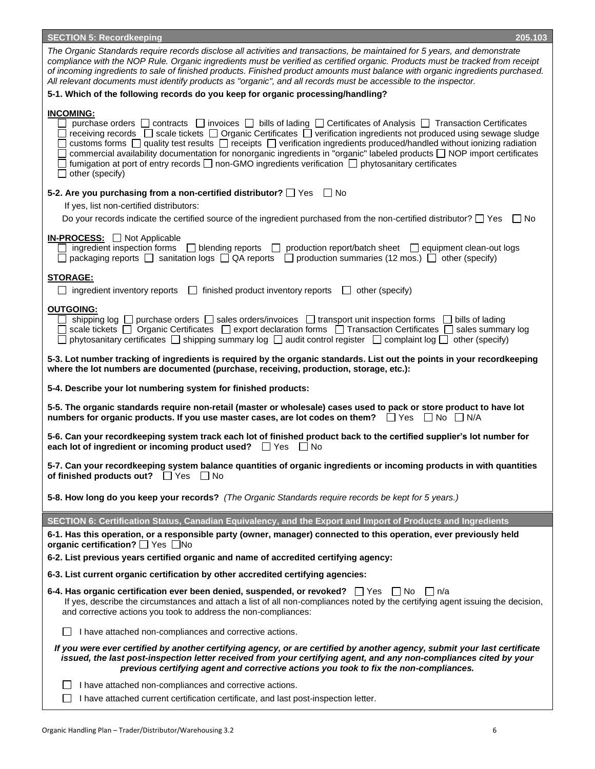## SECTION 5: Recordkeeping 205.103

*The Organic Standards require records disclose all activities and transactions, be maintained for 5 years, and demonstrate compliance with the NOP Rule. Organic ingredients must be verified as certified organic. Products must be tracked from receipt of incoming ingredients to sale of finished products. Finished product amounts must balance with organic ingredients purchased. All relevant documents must identify products as "organic", and all records must be accessible to the inspector.*

**5-1. Which of the following records do you keep for organic processing/handling?**

**INCOMING:**

☐ purchase orders ☐ contracts ☐ invoices ☐ bills of lading ☐ Certificates of Analysis ☐ Transaction Certificates ☐ receiving records ☐ scale tickets ☐ Organic Certificates ☐ verification ingredients not produced using sewage sludge ☐ customs forms ☐ quality test results ☐ receipts ☐ verification ingredients produced/handled without ionizing radiation ☐ commercial availability documentation for nonorganic ingredients in "organic" labeled products ☐ NOP import certificates ☐ fumigation at port of entry records ☐ non-GMO ingredients verification ☐ phytosanitary certificates ☐ other (specify)

**5-2. Are you purchasing from a non-certified distributor?** ☐ Yes ☐ No

If yes, list non-certified distributors:

Do your records indicate the certified source of the ingredient purchased from the non-certified distributor? ☐ Yes ☐ No

**IN-PROCESS:** ☐ Not Applicable

☐ ingredient inspection forms ☐ blending reports ☐ production report/batch sheet ☐ equipment clean-out logs ☐ packaging reports ☐ sanitation logs ☐ QA reports ☐ production summaries (12 mos.) ☐ other (specify)

**STORAGE:**

☐ ingredient inventory reports ☐ finished product inventory reports ☐ other (specify)

**OUTGOING:**

☐ shipping log ☐ purchase orders ☐ sales orders/invoices ☐ transport unit inspection forms ☐ bills of lading ☐ scale tickets ☐ Organic Certificates ☐ export declaration forms ☐ Transaction Certificates ☐ sales summary log ☐ phytosanitary certificates ☐ shipping summary log ☐ audit control register ☐ complaint log ☐ other (specify)

**5-3. Lot number tracking of ingredients is required by the organic standards. List out the points in your recordkeeping where the lot numbers are documented (purchase, receiving, production, storage, etc.):**

**5-4. Describe your lot numbering system for finished products:**

**5-5. The organic standards require non-retail (master or wholesale) cases used to pack or store product to have lot numbers for organic products. If you use master cases, are lot codes on them?** ☐ Yes ☐ No ☐ N/A

**5-6. Can your recordkeeping system track each lot of finished product back to the certified supplier's lot number for each lot of ingredient or incoming product used?** ☐ Yes ☐ No

**5-7. Can your recordkeeping system balance quantities of organic ingredients or incoming products in with quantities of finished products out?** ☐ Yes ☐ No

**5-8. How long do you keep your records?** *(The Organic Standards require records be kept for 5 years.)*

## SECTION 6: Certification Status, Canadian Equivalency, and the Export and Import of Products and Ingredients

**6-1. Has this operation, or a responsible party (owner, manager) connected to this operation, ever previously held organic certification?** ☐ Yes ☐No

**6-2. List previous years certified organic and name of accredited certifying agency:**

**6-3. List current organic certification by other accredited certifying agencies:**

**6-4. Has organic certification ever been denied, suspended, or revoked?** ☐ Yes ☐ No ☐ n/a

If yes, describe the circumstances and attach a list of all non-compliances noted by the certifying agent issuing the decision, and corrective actions you took to address the non-compliances:

☐ I have attached non-compliances and corrective actions.

***If you were ever certified by another certifying agency, or are certified by another agency, submit your last certificate issued, the last post-inspection letter received from your certifying agent, and any non-compliances cited by your previous certifying agent and corrective actions you took to fix the non-compliances.***

☐ I have attached non-compliances and corrective actions.

☐ I have attached current certification certificate, and last post-inspection letter.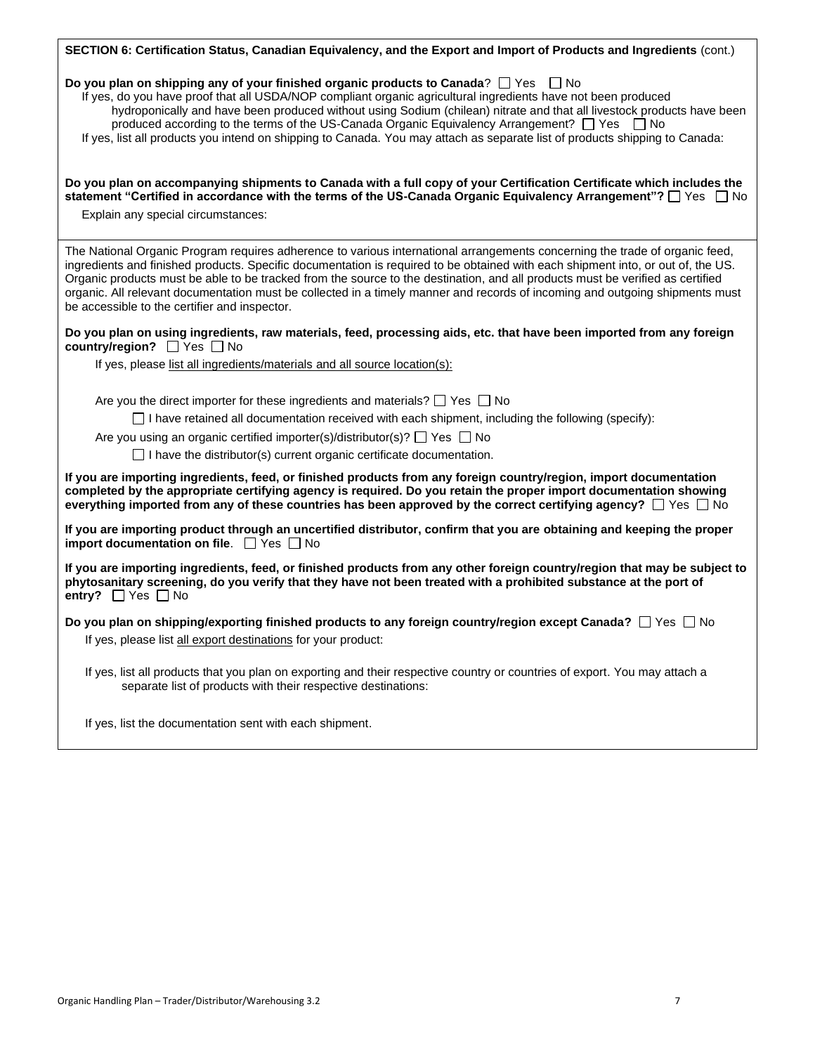**SECTION 6: Certification Status, Canadian Equivalency, and the Export and Import of Products and Ingredients** (cont.)

**Do you plan on shipping any of your finished organic products to Canada**? ☐ Yes ☐ No

If yes, do you have proof that all USDA/NOP compliant organic agricultural ingredients have not been produced hydroponically and have been produced without using Sodium (chilean) nitrate and that all livestock products have been produced according to the terms of the US-Canada Organic Equivalency Arrangement? ☐ Yes ☐ No

If yes, list all products you intend on shipping to Canada. You may attach as separate list of products shipping to Canada:

**Do you plan on accompanying shipments to Canada with a full copy of your Certification Certificate which includes the statement "Certified in accordance with the terms of the US-Canada Organic Equivalency Arrangement"?** ☐ Yes ☐ No

Explain any special circumstances:

The National Organic Program requires adherence to various international arrangements concerning the trade of organic feed, ingredients and finished products. Specific documentation is required to be obtained with each shipment into, or out of, the US. Organic products must be able to be tracked from the source to the destination, and all products must be verified as certified organic. All relevant documentation must be collected in a timely manner and records of incoming and outgoing shipments must be accessible to the certifier and inspector.

**Do you plan on using ingredients, raw materials, feed, processing aids, etc. that have been imported from any foreign country/region?** ☐ Yes ☐ No

If yes, please list all ingredients/materials and all source location(s):

Are you the direct importer for these ingredients and materials? ☐ Yes ☐ No

☐ I have retained all documentation received with each shipment, including the following (specify):

Are you using an organic certified importer(s)/distributor(s)? ☐ Yes ☐ No

☐ I have the distributor(s) current organic certificate documentation.

**If you are importing ingredients, feed, or finished products from any foreign country/region, import documentation completed by the appropriate certifying agency is required. Do you retain the proper import documentation showing everything imported from any of these countries has been approved by the correct certifying agency?** ☐ Yes ☐ No

**If you are importing product through an uncertified distributor, confirm that you are obtaining and keeping the proper import documentation on file**. ☐ Yes ☐ No

**If you are importing ingredients, feed, or finished products from any other foreign country/region that may be subject to phytosanitary screening, do you verify that they have not been treated with a prohibited substance at the port of entry?** ☐ Yes ☐ No

**Do you plan on shipping/exporting finished products to any foreign country/region except Canada?** ☐ Yes ☐ No

If yes, please list all export destinations for your product:

If yes, list all products that you plan on exporting and their respective country or countries of export. You may attach a separate list of products with their respective destinations:

If yes, list the documentation sent with each shipment.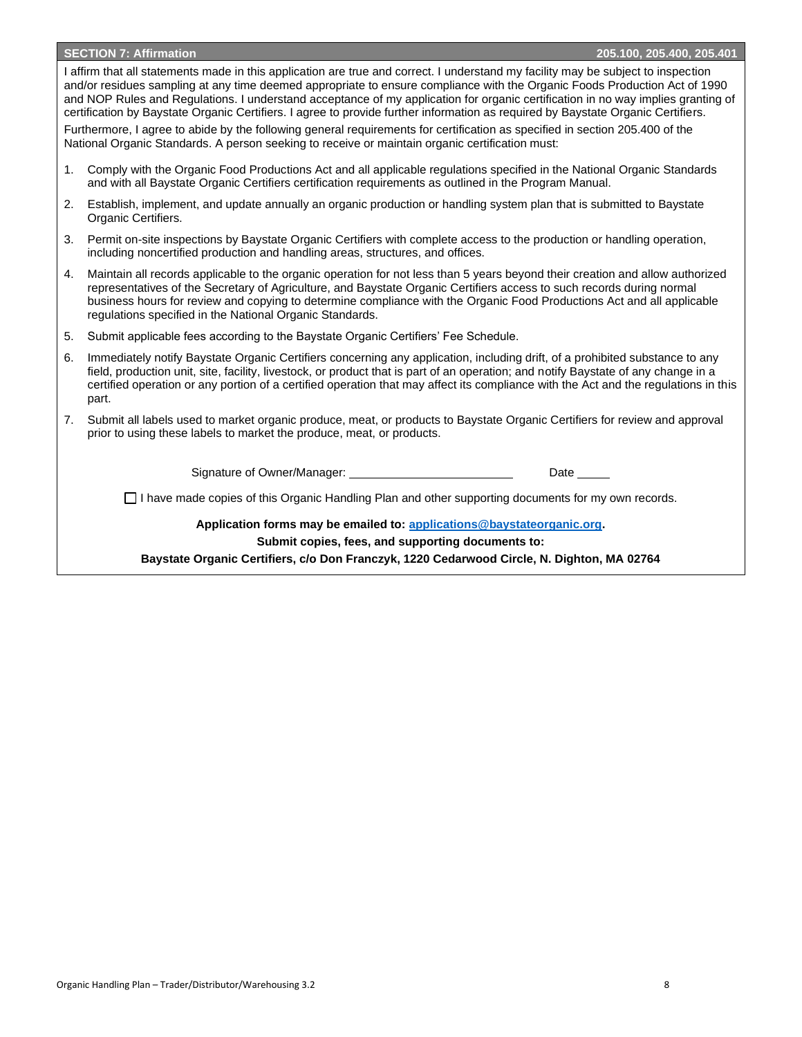## SECTION 7: Affirmation 205.100, 205.400, 205.401

I affirm that all statements made in this application are true and correct. I understand my facility may be subject to inspection and/or residues sampling at any time deemed appropriate to ensure compliance with the Organic Foods Production Act of 1990 and NOP Rules and Regulations. I understand acceptance of my application for organic certification in no way implies granting of certification by Baystate Organic Certifiers. I agree to provide further information as required by Baystate Organic Certifiers.

Furthermore, I agree to abide by the following general requirements for certification as specified in section 205.400 of the National Organic Standards. A person seeking to receive or maintain organic certification must:

1. Comply with the Organic Food Productions Act and all applicable regulations specified in the National Organic Standards and with all Baystate Organic Certifiers certification requirements as outlined in the Program Manual.
2. Establish, implement, and update annually an organic production or handling system plan that is submitted to Baystate Organic Certifiers.
3. Permit on-site inspections by Baystate Organic Certifiers with complete access to the production or handling operation, including noncertified production and handling areas, structures, and offices.
4. Maintain all records applicable to the organic operation for not less than 5 years beyond their creation and allow authorized representatives of the Secretary of Agriculture, and Baystate Organic Certifiers access to such records during normal business hours for review and copying to determine compliance with the Organic Food Productions Act and all applicable regulations specified in the National Organic Standards.
5. Submit applicable fees according to the Baystate Organic Certifiers' Fee Schedule.
6. Immediately notify Baystate Organic Certifiers concerning any application, including drift, of a prohibited substance to any field, production unit, site, facility, livestock, or product that is part of an operation; and notify Baystate of any change in a certified operation or any portion of a certified operation that may affect its compliance with the Act and the regulations in this part.
7. Submit all labels used to market organic produce, meat, or products to Baystate Organic Certifiers for review and approval prior to using these labels to market the produce, meat, or products.

Signature of Owner/Manager: ____________________ Date _____

☐ I have made copies of this Organic Handling Plan and other supporting documents for my own records.

**Application forms may be emailed to: applications@baystateorganic.org.**

**Submit copies, fees, and supporting documents to:**

**Baystate Organic Certifiers, c/o Don Franczyk, 1220 Cedarwood Circle, N. Dighton, MA 02764**